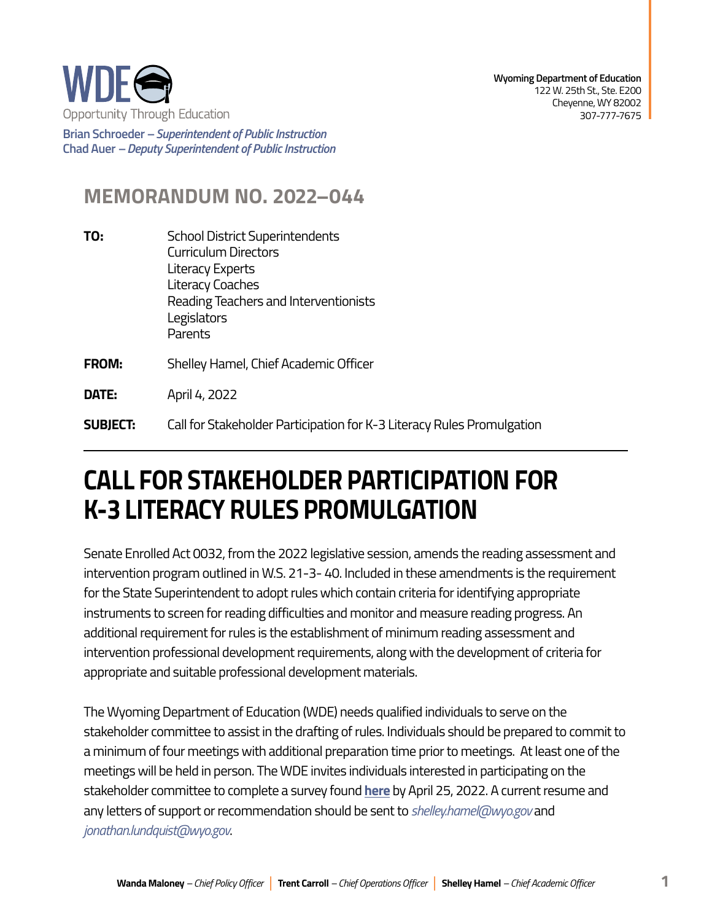WDE
Opportunity Through Education

**Brian Schroeder** – *Superintendent of Public Instruction*
**Chad Auer** – *Deputy Superintendent of Public Instruction*

**Wyoming Department of Education**
122 W. 25th St., Ste. E200
Cheyenne, WY 82002
307-777-7675

## MEMORANDUM NO. 2022–044

**TO:** School District Superintendents
Curriculum Directors
Literacy Experts
Literacy Coaches
Reading Teachers and Interventionists
Legislators
Parents

**FROM:** Shelley Hamel, Chief Academic Officer

**DATE:** April 4, 2022

**SUBJECT:** Call for Stakeholder Participation for K-3 Literacy Rules Promulgation

---

# CALL FOR STAKEHOLDER PARTICIPATION FOR K-3 LITERACY RULES PROMULGATION

Senate Enrolled Act 0032, from the 2022 legislative session, amends the reading assessment and intervention program outlined in W.S. 21-3- 40. Included in these amendments is the requirement for the State Superintendent to adopt rules which contain criteria for identifying appropriate instruments to screen for reading difficulties and monitor and measure reading progress. An additional requirement for rules is the establishment of minimum reading assessment and intervention professional development requirements, along with the development of criteria for appropriate and suitable professional development materials.

The Wyoming Department of Education (WDE) needs qualified individuals to serve on the stakeholder committee to assist in the drafting of rules. Individuals should be prepared to commit to a minimum of four meetings with additional preparation time prior to meetings. At least one of the meetings will be held in person. The WDE invites individuals interested in participating on the stakeholder committee to complete a survey found **here** by April 25, 2022. A current resume and any letters of support or recommendation should be sent to *shelley.hamel@wyo.gov* and *jonathan.lundquist@wyo.gov*.

**Wanda Maloney** – *Chief Policy Officer* | **Trent Carroll** – *Chief Operations Officer* | **Shelley Hamel** – *Chief Academic Officer*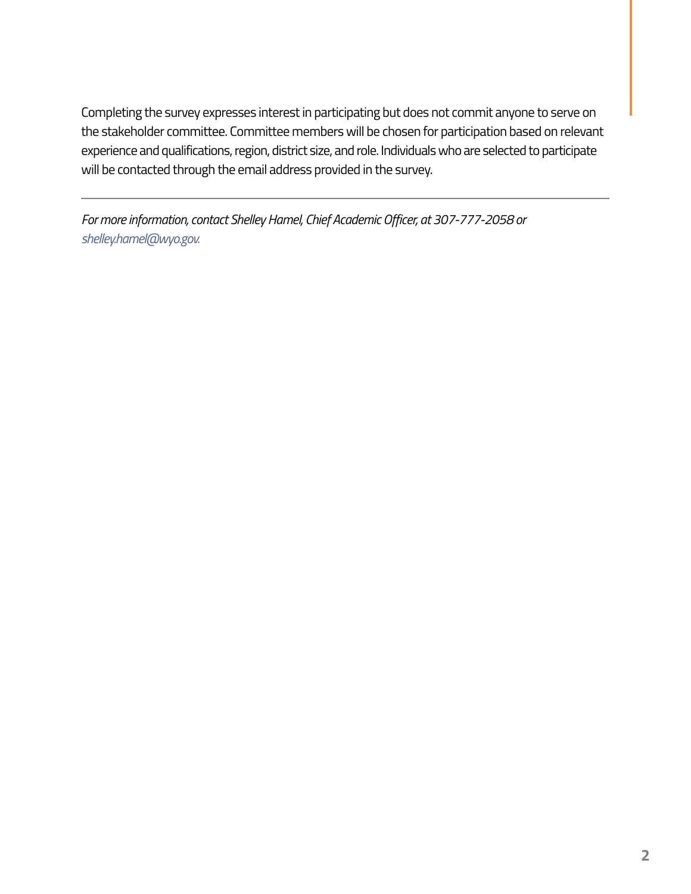Completing the survey expresses interest in participating but does not commit anyone to serve on the stakeholder committee. Committee members will be chosen for participation based on relevant experience and qualifications, region, district size, and role. Individuals who are selected to participate will be contacted through the email address provided in the survey.

---

*For more information, contact Shelley Hamel, Chief Academic Officer, at 307-777-2058 or shelley.hamel@wyo.gov.*